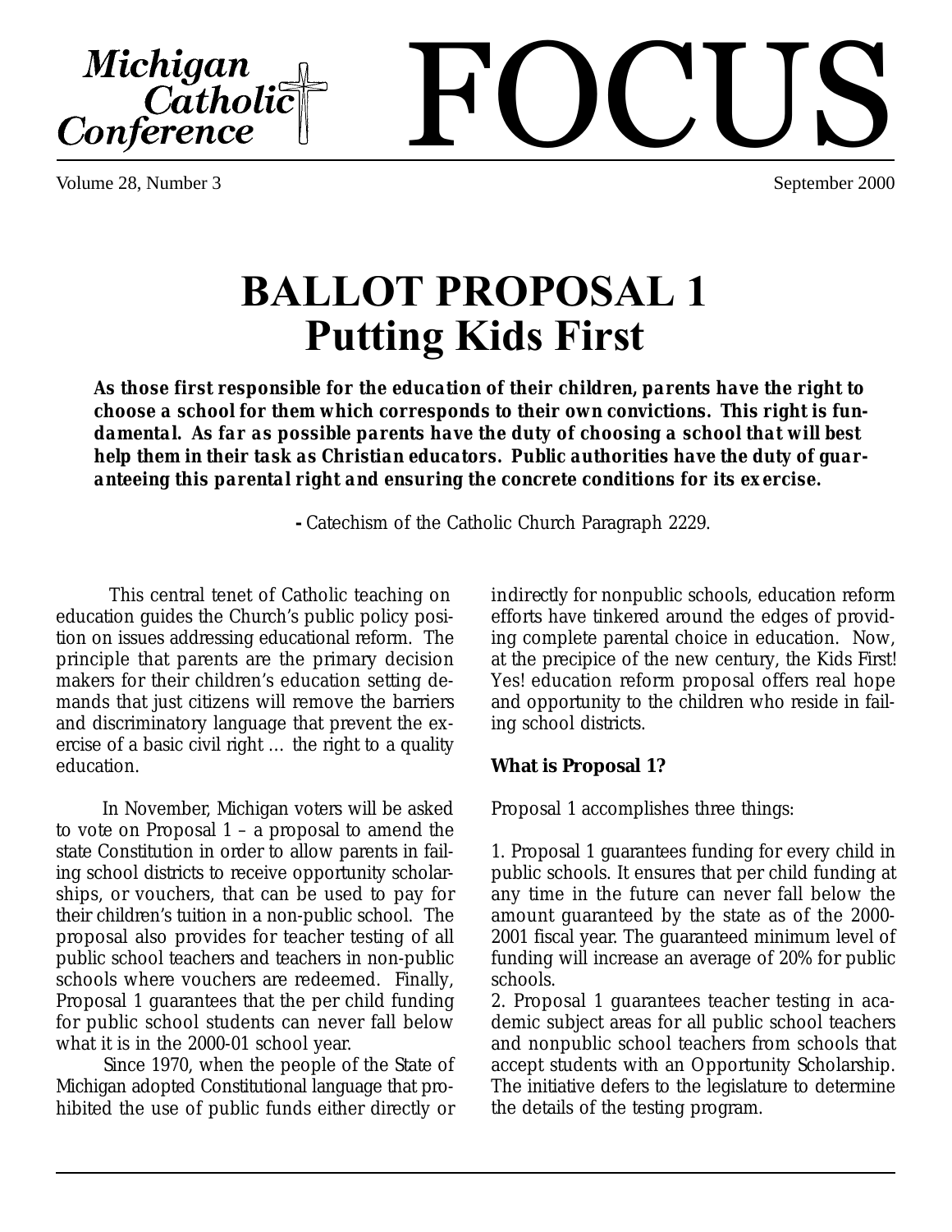Michigan Catholic Conference

# FOCUS

Volume 28, Number 3

September 2000

# BALLOT PROPOSAL 1
## Putting Kids First

**As those first responsible for the education of their children, parents have the right to choose a school for them which corresponds to their own convictions. This right is fundamental. As far as possible parents have the duty of choosing a school that will best help them in their task as Christian educators. Public authorities have the duty of guaranteeing this parental right and ensuring the concrete conditions for its exercise.**

**-** Catechism of the Catholic Church Paragraph 2229.

This central tenet of Catholic teaching on education guides the Church's public policy position on issues addressing educational reform. The principle that parents are the primary decision makers for their children's education setting demands that just citizens will remove the barriers and discriminatory language that prevent the exercise of a basic civil right … the right to a quality education.

In November, Michigan voters will be asked to vote on Proposal 1 – a proposal to amend the state Constitution in order to allow parents in failing school districts to receive opportunity scholarships, or vouchers, that can be used to pay for their children's tuition in a non-public school. The proposal also provides for teacher testing of all public school teachers and teachers in non-public schools where vouchers are redeemed. Finally, Proposal 1 guarantees that the per child funding for public school students can never fall below what it is in the 2000-01 school year.

Since 1970, when the people of the State of Michigan adopted Constitutional language that prohibited the use of public funds either directly or indirectly for nonpublic schools, education reform efforts have tinkered around the edges of providing complete parental choice in education. Now, at the precipice of the new century, the Kids First! Yes! education reform proposal offers real hope and opportunity to the children who reside in failing school districts.

**What is Proposal 1?**

Proposal 1 accomplishes three things:

1. Proposal 1 guarantees funding for every child in public schools. It ensures that per child funding at any time in the future can never fall below the amount guaranteed by the state as of the 2000-2001 fiscal year. The guaranteed minimum level of funding will increase an average of 20% for public schools.
2. Proposal 1 guarantees teacher testing in academic subject areas for all public school teachers and nonpublic school teachers from schools that accept students with an Opportunity Scholarship. The initiative defers to the legislature to determine the details of the testing program.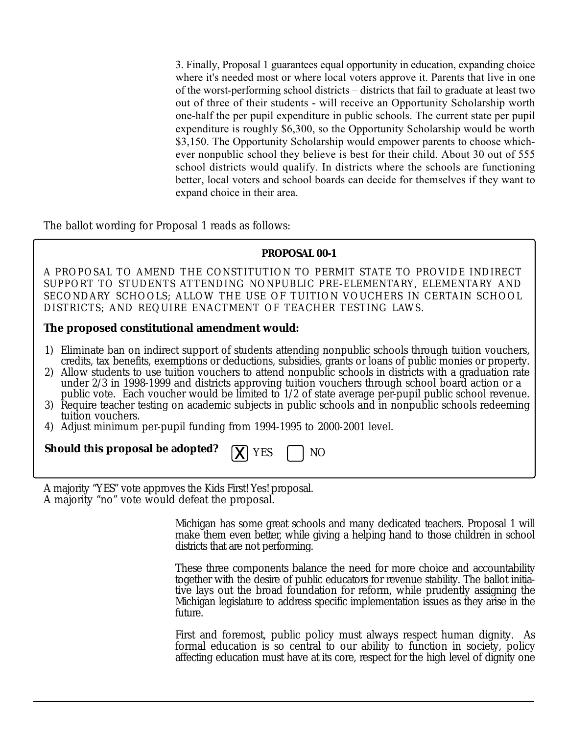3. Finally, Proposal 1 guarantees equal opportunity in education, expanding choice where it's needed most or where local voters approve it. Parents that live in one of the worst-performing school districts – districts that fail to graduate at least two out of three of their students - will receive an Opportunity Scholarship worth one-half the per pupil expenditure in public schools. The current state per pupil expenditure is roughly $6,300, so the Opportunity Scholarship would be worth $3,150. The Opportunity Scholarship would empower parents to choose whichever nonpublic school they believe is best for their child. About 30 out of 555 school districts would qualify. In districts where the schools are functioning better, local voters and school boards can decide for themselves if they want to expand choice in their area.

The ballot wording for Proposal 1 reads as follows:

**PROPOSAL 00-1**

A PROPOSAL TO AMEND THE CONSTITUTION TO PERMIT STATE TO PROVIDE INDIRECT SUPPORT TO STUDENTS ATTENDING NONPUBLIC PRE-ELEMENTARY, ELEMENTARY AND SECONDARY SCHOOLS; ALLOW THE USE OF TUITION VOUCHERS IN CERTAIN SCHOOL DISTRICTS; AND REQUIRE ENACTMENT OF TEACHER TESTING LAWS.

**The proposed constitutional amendment would:**

1) Eliminate ban on indirect support of students attending nonpublic schools through tuition vouchers, credits, tax benefits, exemptions or deductions, subsidies, grants or loans of public monies or property.
2) Allow students to use tuition vouchers to attend nonpublic schools in districts with a graduation rate under 2/3 in 1998-1999 and districts approving tuition vouchers through school board action or a public vote. Each voucher would be limited to 1/2 of state average per-pupil public school revenue.
3) Require teacher testing on academic subjects in public schools and in nonpublic schools redeeming tuition vouchers.
4) Adjust minimum per-pupil funding from 1994-1995 to 2000-2001 level.

**Should this proposal be adopted?** [X] YES [ ] NO

A majority "YES" vote approves the Kids First! Yes! proposal.
A majority "no" vote would defeat the proposal.

Michigan has some great schools and many dedicated teachers. Proposal 1 will make them even better, while giving a helping hand to those children in school districts that are not performing.

These three components balance the need for more choice and accountability together with the desire of public educators for revenue stability. The ballot initiative lays out the broad foundation for reform, while prudently assigning the Michigan legislature to address specific implementation issues as they arise in the future.

First and foremost, public policy must always respect human dignity. As formal education is so central to our ability to function in society, policy affecting education must have at its core, respect for the high level of dignity one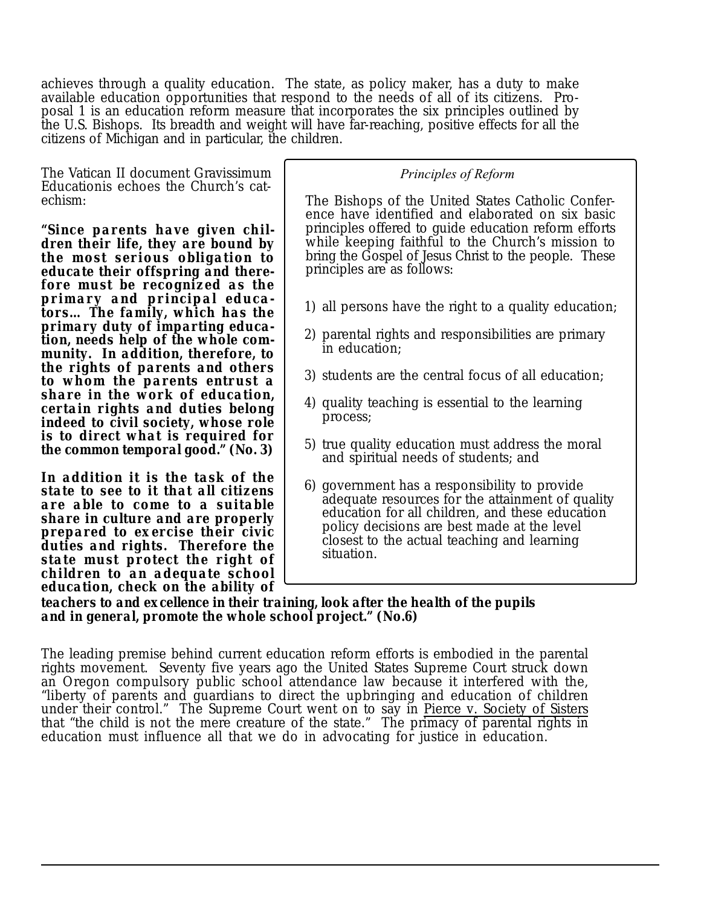achieves through a quality education. The state, as policy maker, has a duty to make available education opportunities that respond to the needs of all of its citizens. Proposal 1 is an education reform measure that incorporates the six principles outlined by the U.S. Bishops. Its breadth and weight will have far-reaching, positive effects for all the citizens of Michigan and in particular, the children.

The Vatican II document Gravissimum Educationis echoes the Church's catechism:

**"Since parents have given children their life, they are bound by the most serious obligation to educate their offspring and therefore must be recognized as the primary and principal educators… The family, which has the primary duty of imparting education, needs help of the whole community. In addition, therefore, to the rights of parents and others to whom the parents entrust a share in the work of education, certain rights and duties belong indeed to civil society, whose role is to direct what is required for the common temporal good." (No. 3)**

**In addition it is the task of the state to see to it that all citizens are able to come to a suitable share in culture and are properly prepared to exercise their civic duties and rights. Therefore the state must protect the right of children to an adequate school education, check on the ability of teachers to and excellence in their training, look after the health of the pupils and in general, promote the whole school project." (No.6)**

*Principles of Reform*

The Bishops of the United States Catholic Conference have identified and elaborated on six basic principles offered to guide education reform efforts while keeping faithful to the Church's mission to bring the Gospel of Jesus Christ to the people. These principles are as follows:

1) all persons have the right to a quality education;
2) parental rights and responsibilities are primary in education;
3) students are the central focus of all education;
4) quality teaching is essential to the learning process;
5) true quality education must address the moral and spiritual needs of students; and
6) government has a responsibility to provide adequate resources for the attainment of quality education for all children, and these education policy decisions are best made at the level closest to the actual teaching and learning situation.

The leading premise behind current education reform efforts is embodied in the parental rights movement. Seventy five years ago the United States Supreme Court struck down an Oregon compulsory public school attendance law because it interfered with the, "liberty of parents and guardians to direct the upbringing and education of children under their control." The Supreme Court went on to say in Pierce v. Society of Sisters that "the child is not the mere creature of the state." The primacy of parental rights in education must influence all that we do in advocating for justice in education.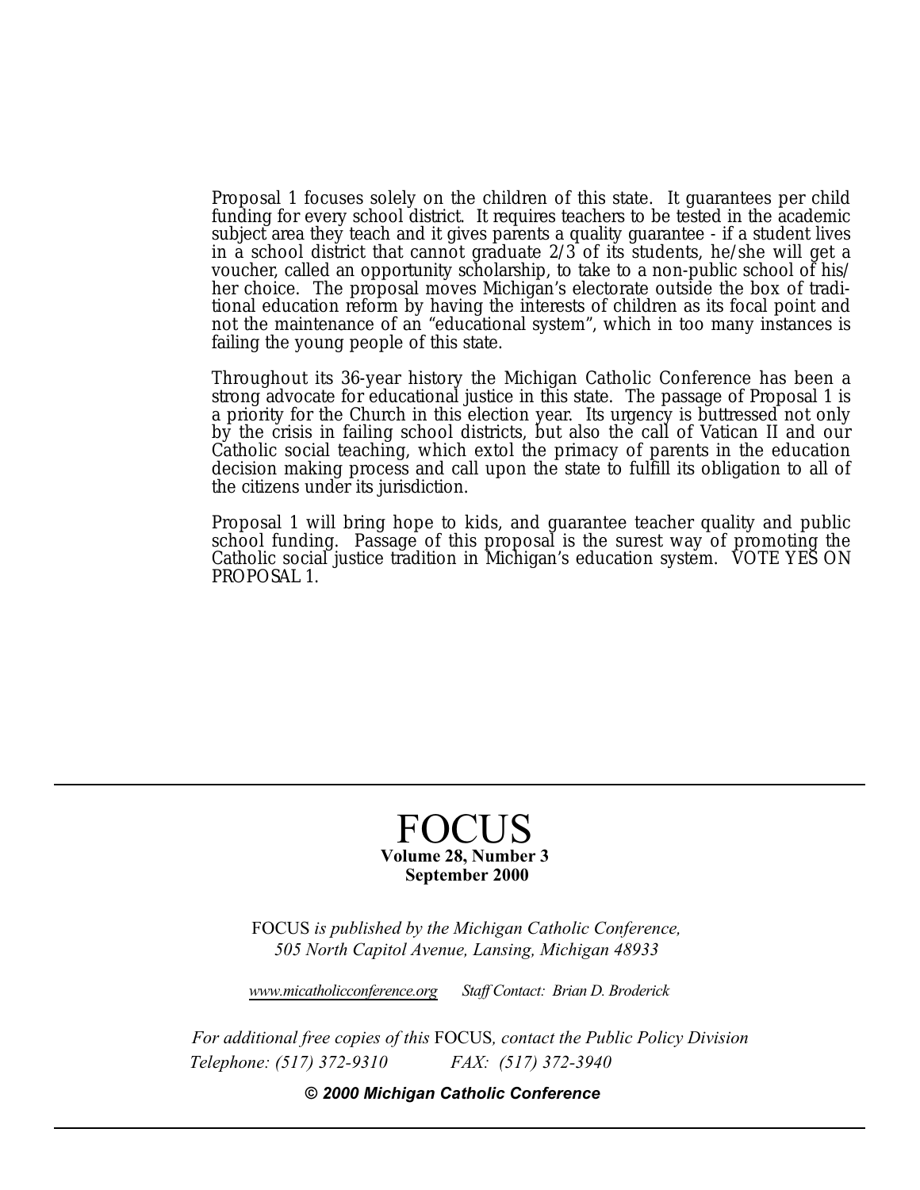Proposal 1 focuses solely on the children of this state. It guarantees per child funding for every school district. It requires teachers to be tested in the academic subject area they teach and it gives parents a quality guarantee - if a student lives in a school district that cannot graduate 2/3 of its students, he/she will get a voucher, called an opportunity scholarship, to take to a non-public school of his/her choice. The proposal moves Michigan's electorate outside the box of traditional education reform by having the interests of children as its focal point and not the maintenance of an "educational system", which in too many instances is failing the young people of this state.

Throughout its 36-year history the Michigan Catholic Conference has been a strong advocate for educational justice in this state. The passage of Proposal 1 is a priority for the Church in this election year. Its urgency is buttressed not only by the crisis in failing school districts, but also the call of Vatican II and our Catholic social teaching, which extol the primacy of parents in the education decision making process and call upon the state to fulfill its obligation to all of the citizens under its jurisdiction.

Proposal 1 will bring hope to kids, and guarantee teacher quality and public school funding. Passage of this proposal is the surest way of promoting the Catholic social justice tradition in Michigan's education system. VOTE YES ON PROPOSAL 1.

---

# FOCUS

**Volume 28, Number 3**
**September 2000**

FOCUS *is published by the Michigan Catholic Conference, 505 North Capitol Avenue, Lansing, Michigan 48933*

*www.micatholicconference.org* *Staff Contact: Brian D. Broderick*

*For additional free copies of this* FOCUS*, contact the Public Policy Division*
*Telephone: (517) 372-9310* *FAX: (517) 372-3940*

***© 2000 Michigan Catholic Conference***